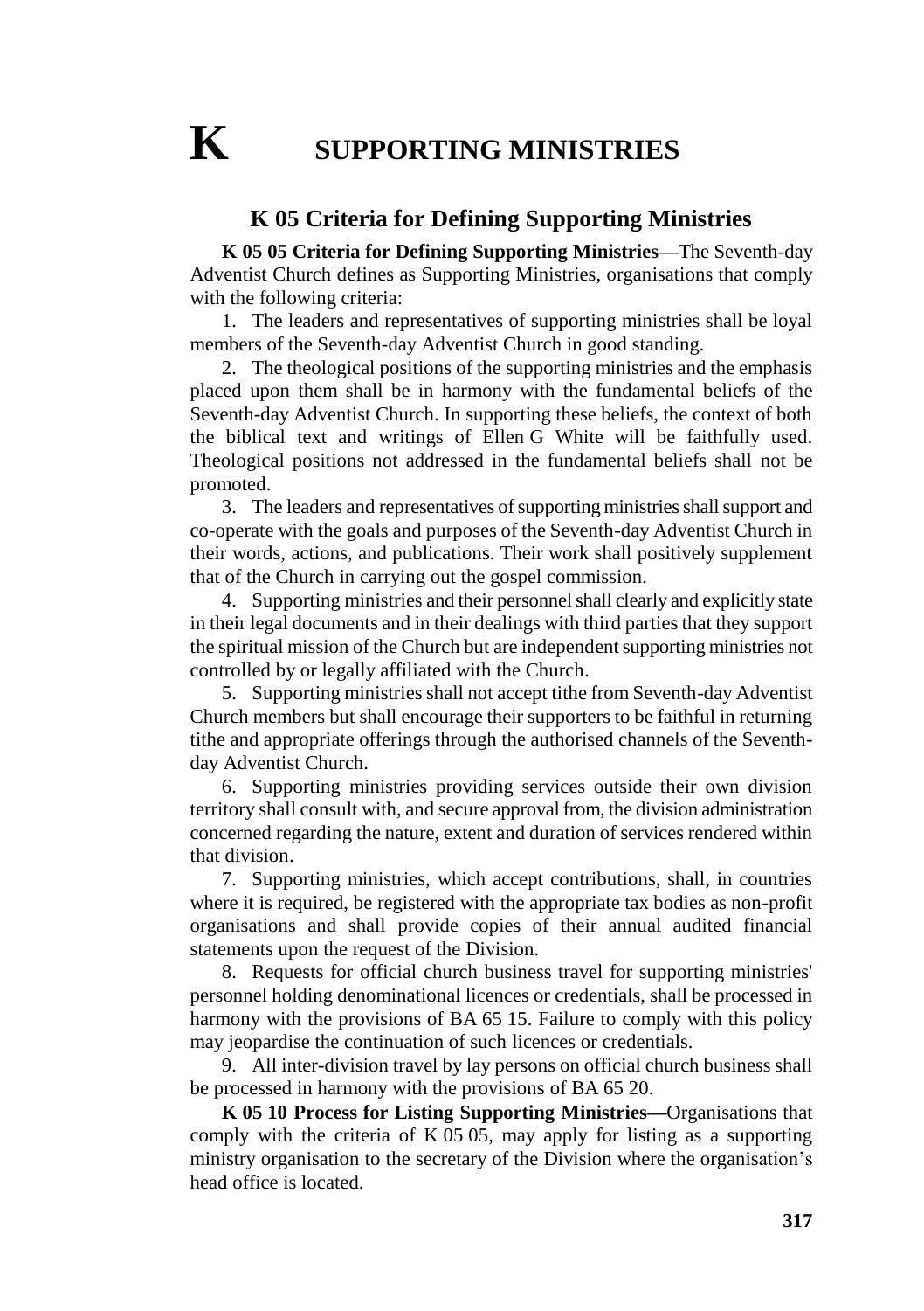# K SUPPORTING MINISTRIES

## K 05 Criteria for Defining Supporting Ministries

**K 05 05 Criteria for Defining Supporting Ministries—**The Seventh-day Adventist Church defines as Supporting Ministries, organisations that comply with the following criteria:

1. The leaders and representatives of supporting ministries shall be loyal members of the Seventh-day Adventist Church in good standing.

2. The theological positions of the supporting ministries and the emphasis placed upon them shall be in harmony with the fundamental beliefs of the Seventh-day Adventist Church. In supporting these beliefs, the context of both the biblical text and writings of Ellen G White will be faithfully used. Theological positions not addressed in the fundamental beliefs shall not be promoted.

3. The leaders and representatives of supporting ministries shall support and co-operate with the goals and purposes of the Seventh-day Adventist Church in their words, actions, and publications. Their work shall positively supplement that of the Church in carrying out the gospel commission.

4. Supporting ministries and their personnel shall clearly and explicitly state in their legal documents and in their dealings with third parties that they support the spiritual mission of the Church but are independent supporting ministries not controlled by or legally affiliated with the Church.

5. Supporting ministries shall not accept tithe from Seventh-day Adventist Church members but shall encourage their supporters to be faithful in returning tithe and appropriate offerings through the authorised channels of the Seventh-day Adventist Church.

6. Supporting ministries providing services outside their own division territory shall consult with, and secure approval from, the division administration concerned regarding the nature, extent and duration of services rendered within that division.

7. Supporting ministries, which accept contributions, shall, in countries where it is required, be registered with the appropriate tax bodies as non-profit organisations and shall provide copies of their annual audited financial statements upon the request of the Division.

8. Requests for official church business travel for supporting ministries' personnel holding denominational licences or credentials, shall be processed in harmony with the provisions of BA 65 15. Failure to comply with this policy may jeopardise the continuation of such licences or credentials.

9. All inter-division travel by lay persons on official church business shall be processed in harmony with the provisions of BA 65 20.

**K 05 10 Process for Listing Supporting Ministries—**Organisations that comply with the criteria of K 05 05, may apply for listing as a supporting ministry organisation to the secretary of the Division where the organisation's head office is located.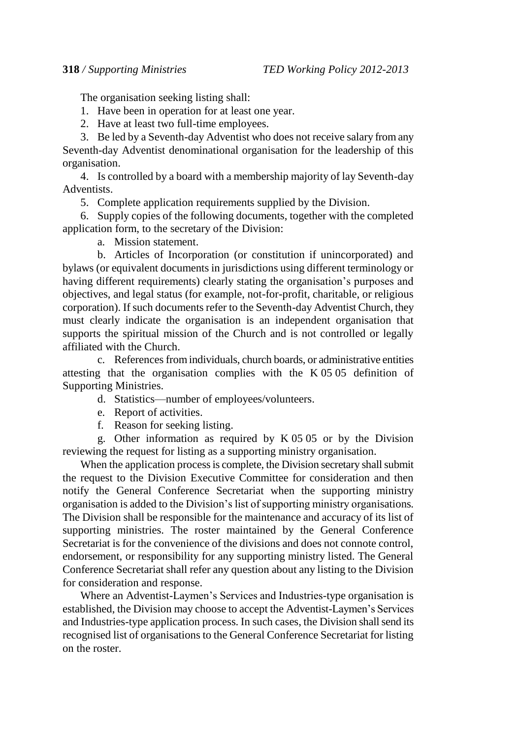The organisation seeking listing shall:

1. Have been in operation for at least one year.
2. Have at least two full-time employees.
3. Be led by a Seventh-day Adventist who does not receive salary from any Seventh-day Adventist denominational organisation for the leadership of this organisation.
4. Is controlled by a board with a membership majority of lay Seventh-day Adventists.
5. Complete application requirements supplied by the Division.
6. Supply copies of the following documents, together with the completed application form, to the secretary of the Division:
   a. Mission statement.
   b. Articles of Incorporation (or constitution if unincorporated) and bylaws (or equivalent documents in jurisdictions using different terminology or having different requirements) clearly stating the organisation's purposes and objectives, and legal status (for example, not-for-profit, charitable, or religious corporation). If such documents refer to the Seventh-day Adventist Church, they must clearly indicate the organisation is an independent organisation that supports the spiritual mission of the Church and is not controlled or legally affiliated with the Church.
   c. References from individuals, church boards, or administrative entities attesting that the organisation complies with the K 05 05 definition of Supporting Ministries.
   d. Statistics—number of employees/volunteers.
   e. Report of activities.
   f. Reason for seeking listing.
   g. Other information as required by K 05 05 or by the Division reviewing the request for listing as a supporting ministry organisation.

When the application process is complete, the Division secretary shall submit the request to the Division Executive Committee for consideration and then notify the General Conference Secretariat when the supporting ministry organisation is added to the Division's list of supporting ministry organisations. The Division shall be responsible for the maintenance and accuracy of its list of supporting ministries. The roster maintained by the General Conference Secretariat is for the convenience of the divisions and does not connote control, endorsement, or responsibility for any supporting ministry listed. The General Conference Secretariat shall refer any question about any listing to the Division for consideration and response.

Where an Adventist-Laymen's Services and Industries-type organisation is established, the Division may choose to accept the Adventist-Laymen's Services and Industries-type application process. In such cases, the Division shall send its recognised list of organisations to the General Conference Secretariat for listing on the roster.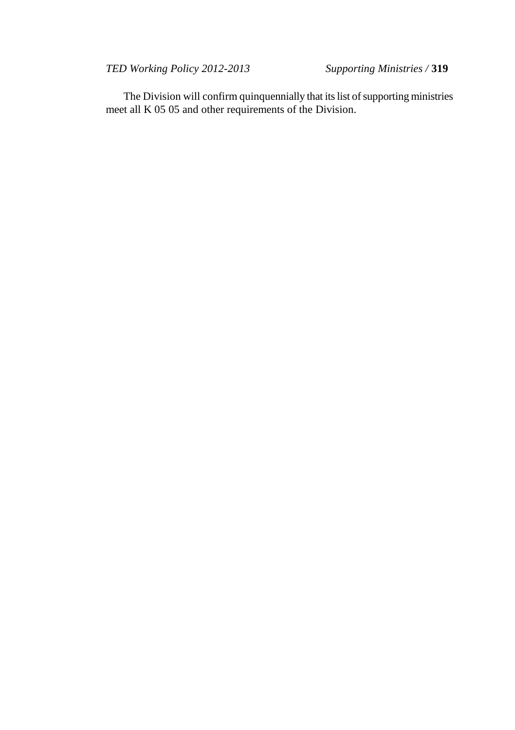The Division will confirm quinquennially that its list of supporting ministries meet all K 05 05 and other requirements of the Division.